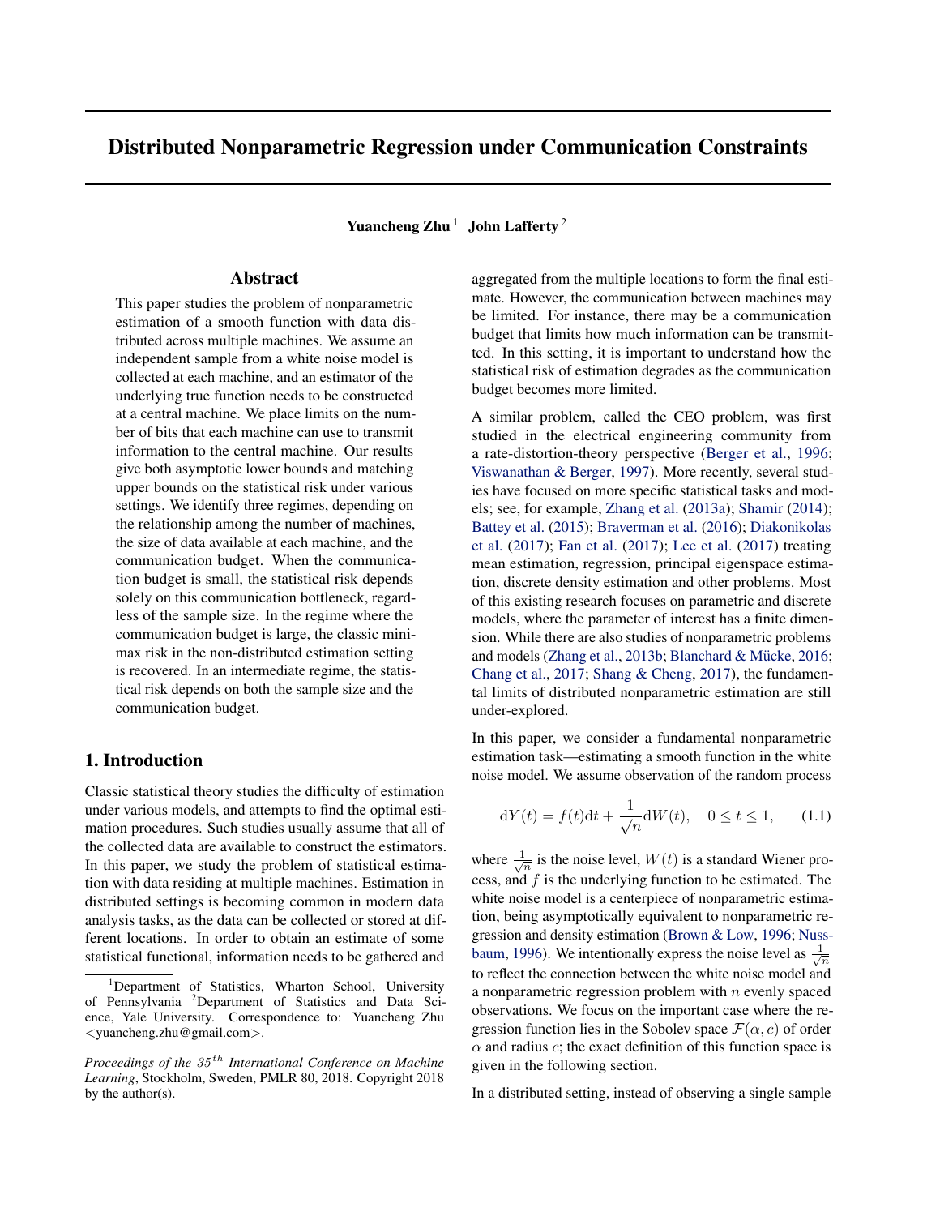# Distributed Nonparametric Regression under Communication Constraints

**Yuancheng Zhu** [1] **John Lafferty** [2]

## Abstract

This paper studies the problem of nonparametric estimation of a smooth function with data distributed across multiple machines. We assume an independent sample from a white noise model is collected at each machine, and an estimator of the underlying true function needs to be constructed at a central machine. We place limits on the number of bits that each machine can use to transmit information to the central machine. Our results give both asymptotic lower bounds and matching upper bounds on the statistical risk under various settings. We identify three regimes, depending on the relationship among the number of machines, the size of data available at each machine, and the communication budget. When the communication budget is small, the statistical risk depends solely on this communication bottleneck, regardless of the sample size. In the regime where the communication budget is large, the classic minimax risk in the non-distributed estimation setting is recovered. In an intermediate regime, the statistical risk depends on both the sample size and the communication budget.

## 1. Introduction

Classic statistical theory studies the difficulty of estimation under various models, and attempts to find the optimal estimation procedures. Such studies usually assume that all of the collected data are available to construct the estimators. In this paper, we study the problem of statistical estimation with data residing at multiple machines. Estimation in distributed settings is becoming common in modern data analysis tasks, as the data can be collected or stored at different locations. In order to obtain an estimate of some statistical functional, information needs to be gathered and aggregated from the multiple locations to form the final estimate. However, the communication between machines may be limited. For instance, there may be a communication budget that limits how much information can be transmitted. In this setting, it is important to understand how the statistical risk of estimation degrades as the communication budget becomes more limited.

A similar problem, called the CEO problem, was first studied in the electrical engineering community from a rate-distortion-theory perspective (Berger et al., 1996; Viswanathan & Berger, 1997). More recently, several studies have focused on more specific statistical tasks and models; see, for example, Zhang et al. (2013a); Shamir (2014); Battey et al. (2015); Braverman et al. (2016); Diakonikolas et al. (2017); Fan et al. (2017); Lee et al. (2017) treating mean estimation, regression, principal eigenspace estimation, discrete density estimation and other problems. Most of this existing research focuses on parametric and discrete models, where the parameter of interest has a finite dimension. While there are also studies of nonparametric problems and models (Zhang et al., 2013b; Blanchard & Mücke, 2016; Chang et al., 2017; Shang & Cheng, 2017), the fundamental limits of distributed nonparametric estimation are still under-explored.

In this paper, we consider a fundamental nonparametric estimation task—estimating a smooth function in the white noise model. We assume observation of the random process

$$\mathrm{d}Y(t) = f(t)\mathrm{d}t + \frac{1}{\sqrt{n}}\mathrm{d}W(t), \quad 0 \le t \le 1, \qquad (1.1)$$

where $\frac{1}{\sqrt{n}}$ is the noise level, $W(t)$ is a standard Wiener process, and $f$ is the underlying function to be estimated. The white noise model is a centerpiece of nonparametric estimation, being asymptotically equivalent to nonparametric regression and density estimation (Brown & Low, 1996; Nussbaum, 1996). We intentionally express the noise level as $\frac{1}{\sqrt{n}}$ to reflect the connection between the white noise model and a nonparametric regression problem with $n$ evenly spaced observations. We focus on the important case where the regression function lies in the Sobolev space $\mathcal{F}(\alpha, c)$ of order $\alpha$ and radius $c$; the exact definition of this function space is given in the following section.

In a distributed setting, instead of observing a single sample

---

[1] Department of Statistics, Wharton School, University of Pennsylvania [2] Department of Statistics and Data Science, Yale University. Correspondence to: Yuancheng Zhu <yuancheng.zhu@gmail.com>.

*Proceedings of the $35^{th}$ International Conference on Machine Learning*, Stockholm, Sweden, PMLR 80, 2018. Copyright 2018 by the author(s).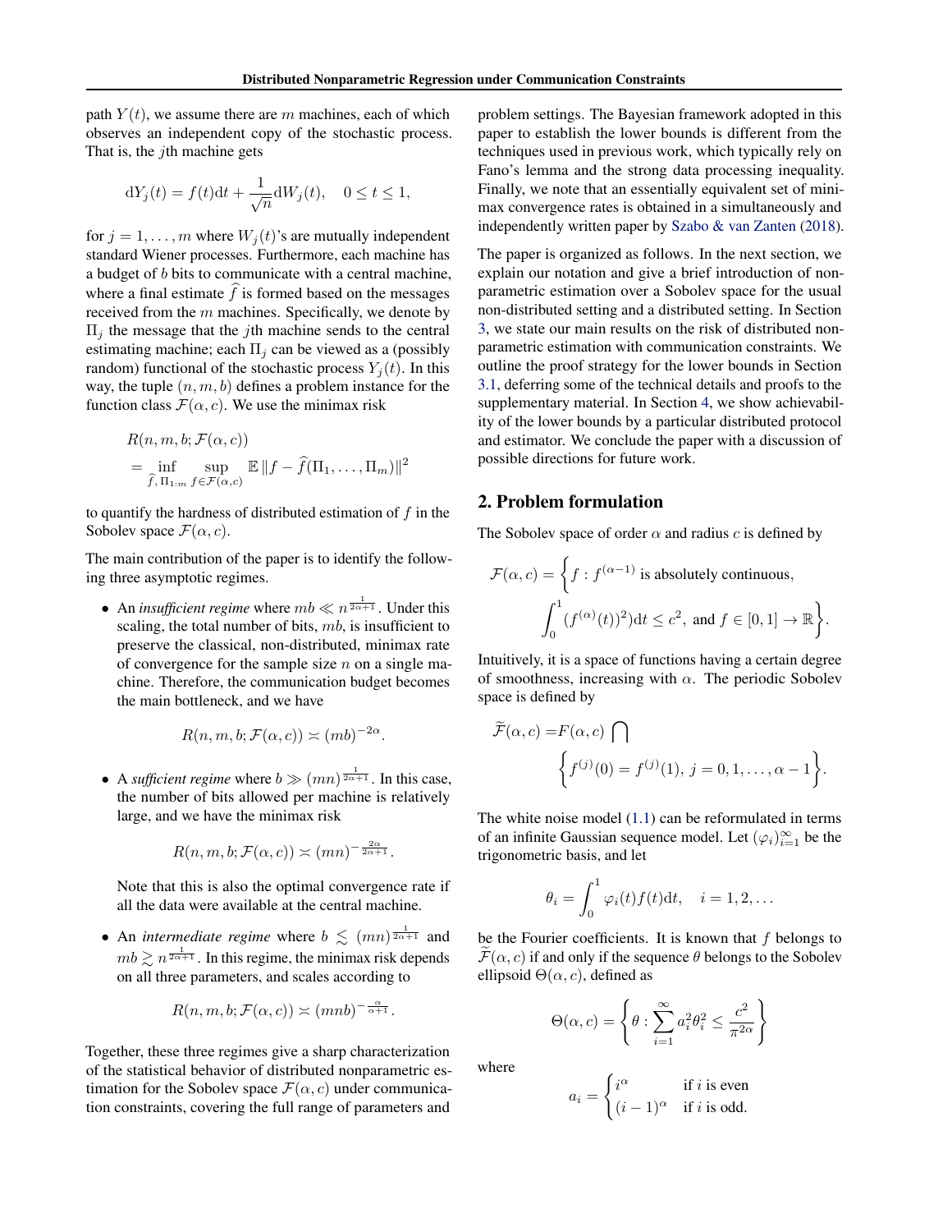path $Y(t)$, we assume there are $m$ machines, each of which observes an independent copy of the stochastic process. That is, the $j$th machine gets

$$\mathrm{d}Y_j(t) = f(t)\mathrm{d}t + \frac{1}{\sqrt{n}}\mathrm{d}W_j(t), \quad 0 \leq t \leq 1,$$

for $j = 1, \ldots, m$ where $W_j(t)$'s are mutually independent standard Wiener processes. Furthermore, each machine has a budget of $b$ bits to communicate with a central machine, where a final estimate $\widehat{f}$ is formed based on the messages received from the $m$ machines. Specifically, we denote by $\Pi_j$ the message that the $j$th machine sends to the central estimating machine; each $\Pi_j$ can be viewed as a (possibly random) functional of the stochastic process $Y_j(t)$. In this way, the tuple $(n, m, b)$ defines a problem instance for the function class $\mathcal{F}(\alpha, c)$. We use the minimax risk

$$\begin{aligned} &R(n, m, b; \mathcal{F}(\alpha, c)) \\ &= \inf_{\widehat{f}, \Pi_{1:m}} \sup_{f \in \mathcal{F}(\alpha,c)} \mathbb{E}\, \|f - \widehat{f}(\Pi_1, \ldots, \Pi_m)\|^2 \end{aligned}$$

to quantify the hardness of distributed estimation of $f$ in the Sobolev space $\mathcal{F}(\alpha, c)$.

The main contribution of the paper is to identify the following three asymptotic regimes.

- An *insufficient regime* where $mb \ll n^{\frac{1}{2\alpha+1}}$. Under this scaling, the total number of bits, $mb$, is insufficient to preserve the classical, non-distributed, minimax rate of convergence for the sample size $n$ on a single machine. Therefore, the communication budget becomes the main bottleneck, and we have

  $$R(n, m, b; \mathcal{F}(\alpha, c)) \asymp (mb)^{-2\alpha}.$$

- A *sufficient regime* where $b \gg (mn)^{\frac{1}{2\alpha+1}}$. In this case, the number of bits allowed per machine is relatively large, and we have the minimax risk

  $$R(n, m, b; \mathcal{F}(\alpha, c)) \asymp (mn)^{-\frac{2\alpha}{2\alpha+1}}.$$

  Note that this is also the optimal convergence rate if all the data were available at the central machine.

- An *intermediate regime* where $b \lesssim (mn)^{\frac{1}{2\alpha+1}}$ and $mb \gtrsim n^{\frac{1}{2\alpha+1}}$. In this regime, the minimax risk depends on all three parameters, and scales according to

  $$R(n, m, b; \mathcal{F}(\alpha, c)) \asymp (mnb)^{-\frac{\alpha}{\alpha+1}}.$$

Together, these three regimes give a sharp characterization of the statistical behavior of distributed nonparametric estimation for the Sobolev space $\mathcal{F}(\alpha, c)$ under communication constraints, covering the full range of parameters and problem settings. The Bayesian framework adopted in this paper to establish the lower bounds is different from the techniques used in previous work, which typically rely on Fano's lemma and the strong data processing inequality. Finally, we note that an essentially equivalent set of minimax convergence rates is obtained in a simultaneously and independently written paper by Szabo & van Zanten (2018).

The paper is organized as follows. In the next section, we explain our notation and give a brief introduction of nonparametric estimation over a Sobolev space for the usual non-distributed setting and a distributed setting. In Section 3, we state our main results on the risk of distributed nonparametric estimation with communication constraints. We outline the proof strategy for the lower bounds in Section 3.1, deferring some of the technical details and proofs to the supplementary material. In Section 4, we show achievability of the lower bounds by a particular distributed protocol and estimator. We conclude the paper with a discussion of possible directions for future work.

## 2. Problem formulation

The Sobolev space of order $\alpha$ and radius $c$ is defined by

$$\begin{aligned} \mathcal{F}(\alpha, c) = \Bigg\{ f : &\, f^{(\alpha-1)} \text{ is absolutely continuous,} \\ &\int_0^1 (f^{(\alpha)}(t))^2 \mathrm{d}t \leq c^2, \text{ and } f \in [0,1] \to \mathbb{R} \Bigg\}. \end{aligned}$$

Intuitively, it is a space of functions having a certain degree of smoothness, increasing with $\alpha$. The periodic Sobolev space is defined by

$$\begin{aligned} \widetilde{\mathcal{F}}(\alpha, c) = &F(\alpha, c) \bigcap \\ &\left\{ f^{(j)}(0) = f^{(j)}(1),\, j = 0, 1, \ldots, \alpha - 1 \right\}. \end{aligned}$$

The white noise model (1.1) can be reformulated in terms of an infinite Gaussian sequence model. Let $(\varphi_i)_{i=1}^{\infty}$ be the trigonometric basis, and let

$$\theta_i = \int_0^1 \varphi_i(t) f(t) \mathrm{d}t, \quad i = 1, 2, \ldots$$

be the Fourier coefficients. It is known that $f$ belongs to $\widetilde{\mathcal{F}}(\alpha, c)$ if and only if the sequence $\theta$ belongs to the Sobolev ellipsoid $\Theta(\alpha, c)$, defined as

$$\Theta(\alpha, c) = \left\{ \theta : \sum_{i=1}^{\infty} a_i^2 \theta_i^2 \leq \frac{c^2}{\pi^{2\alpha}} \right\}$$

where

$$a_i = \begin{cases} i^\alpha & \text{if } i \text{ is even} \\ (i-1)^\alpha & \text{if } i \text{ is odd.} \end{cases}$$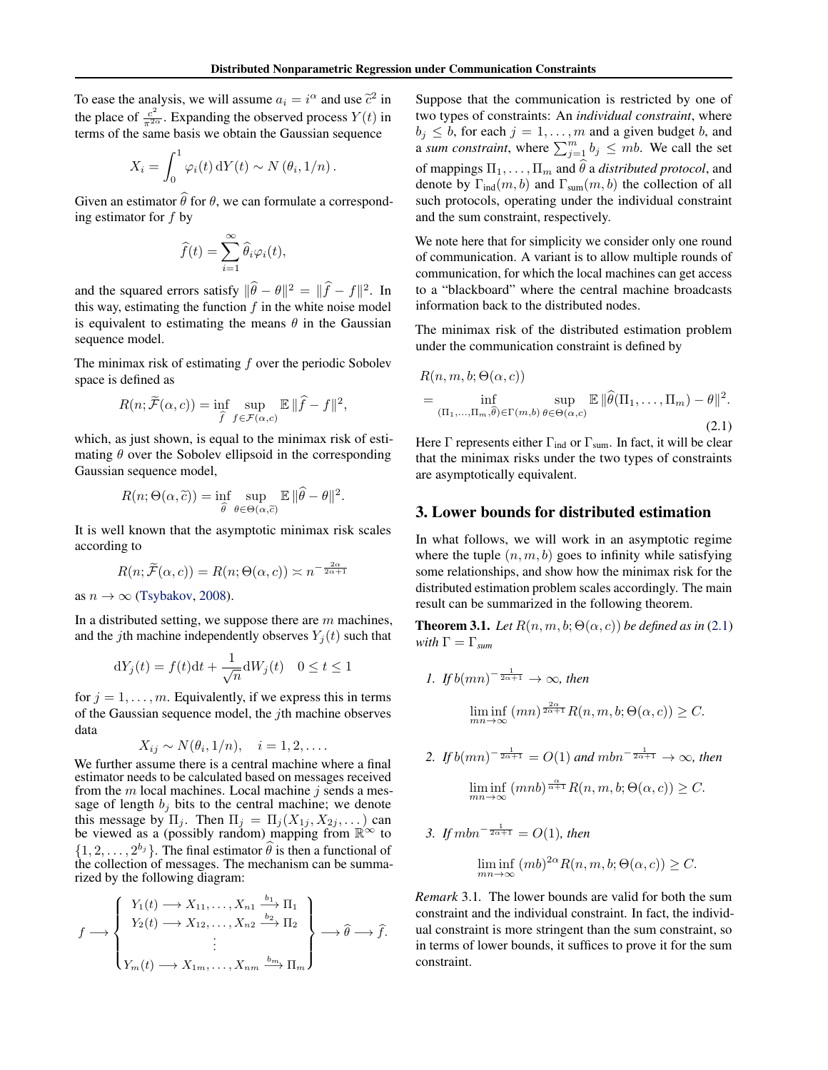To ease the analysis, we will assume $a_i = i^\alpha$ and use $\widetilde{c}^2$ in the place of $\frac{c^2}{\pi^{2\alpha}}$. Expanding the observed process $Y(t)$ in terms of the same basis we obtain the Gaussian sequence

$$X_i = \int_0^1 \varphi_i(t)\,\mathrm{d}Y(t) \sim N\left(\theta_i, 1/n\right).$$

Given an estimator $\widehat{\theta}$ for $\theta$, we can formulate a corresponding estimator for $f$ by

$$\widehat{f}(t) = \sum_{i=1}^{\infty} \widehat{\theta}_i \varphi_i(t),$$

and the squared errors satisfy $\|\widehat{\theta} - \theta\|^2 = \|\widehat{f} - f\|^2$. In this way, estimating the function $f$ in the white noise model is equivalent to estimating the means $\theta$ in the Gaussian sequence model.

The minimax risk of estimating $f$ over the periodic Sobolev space is defined as

$$R(n; \widetilde{\mathcal{F}}(\alpha, c)) = \inf_{\widehat{f}} \sup_{f \in \mathcal{F}(\alpha,c)} \mathbb{E}\,\|\widehat{f} - f\|^2,$$

which, as just shown, is equal to the minimax risk of estimating $\theta$ over the Sobolev ellipsoid in the corresponding Gaussian sequence model,

$$R(n; \Theta(\alpha, \widetilde{c})) = \inf_{\widehat{\theta}} \sup_{\theta \in \Theta(\alpha, \widetilde{c})} \mathbb{E}\,\|\widehat{\theta} - \theta\|^2.$$

It is well known that the asymptotic minimax risk scales according to

$$R(n; \widetilde{\mathcal{F}}(\alpha, c)) = R(n; \Theta(\alpha, c)) \asymp n^{-\frac{2\alpha}{2\alpha+1}}$$

as $n \to \infty$ (Tsybakov, 2008).

In a distributed setting, we suppose there are $m$ machines, and the $j$th machine independently observes $Y_j(t)$ such that

$$\mathrm{d}Y_j(t) = f(t)\mathrm{d}t + \frac{1}{\sqrt{n}}\mathrm{d}W_j(t) \quad 0 \le t \le 1$$

for $j = 1, \dots, m$. Equivalently, if we express this in terms of the Gaussian sequence model, the $j$th machine observes data

$$X_{ij} \sim N(\theta_i, 1/n), \quad i = 1, 2, \dots.$$

We further assume there is a central machine where a final estimator needs to be calculated based on messages received from the $m$ local machines. Local machine $j$ sends a message of length $b_j$ bits to the central machine; we denote this message by $\Pi_j$. Then $\Pi_j = \Pi_j(X_{1j}, X_{2j}, \dots)$ can be viewed as a (possibly random) mapping from $\mathbb{R}^\infty$ to $\{1, 2, \dots, 2^{b_j}\}$. The final estimator $\widehat{\theta}$ is then a functional of the collection of messages. The mechanism can be summarized by the following diagram:

$$f \longrightarrow \left\{ \begin{array}{c} Y_1(t) \longrightarrow X_{11}, \dots, X_{n1} \xrightarrow{b_1} \Pi_1 \\ Y_2(t) \longrightarrow X_{12}, \dots, X_{n2} \xrightarrow{b_2} \Pi_2 \\ \vdots \\ Y_m(t) \longrightarrow X_{1m}, \dots, X_{nm} \xrightarrow{b_m} \Pi_m \end{array} \right\} \longrightarrow \widehat{\theta} \longrightarrow \widehat{f}.$$

Suppose that the communication is restricted by one of two types of constraints: An *individual constraint*, where $b_j \le b$, for each $j = 1, \dots, m$ and a given budget $b$, and a *sum constraint*, where $\sum_{j=1}^m b_j \le mb$. We call the set of mappings $\Pi_1, \dots, \Pi_m$ and $\widehat{\theta}$ a *distributed protocol*, and denote by $\Gamma_{\text{ind}}(m, b)$ and $\Gamma_{\text{sum}}(m, b)$ the collection of all such protocols, operating under the individual constraint and the sum constraint, respectively.

We note here that for simplicity we consider only one round of communication. A variant is to allow multiple rounds of communication, for which the local machines can get access to a "blackboard" where the central machine broadcasts information back to the distributed nodes.

The minimax risk of the distributed estimation problem under the communication constraint is defined by

$$\begin{aligned} &R(n, m, b; \Theta(\alpha, c)) \\ &= \inf_{(\Pi_1, \dots, \Pi_m, \widehat{\theta}) \in \Gamma(m,b)} \sup_{\theta \in \Theta(\alpha,c)} \mathbb{E}\,\|\widehat{\theta}(\Pi_1, \dots, \Pi_m) - \theta\|^2. \end{aligned} \tag{2.1}$$

Here $\Gamma$ represents either $\Gamma_{\text{ind}}$ or $\Gamma_{\text{sum}}$. In fact, it will be clear that the minimax risks under the two types of constraints are asymptotically equivalent.

## 3. Lower bounds for distributed estimation

In what follows, we will work in an asymptotic regime where the tuple $(n, m, b)$ goes to infinity while satisfying some relationships, and show how the minimax risk for the distributed estimation problem scales accordingly. The main result can be summarized in the following theorem.

**Theorem 3.1.** *Let $R(n, m, b; \Theta(\alpha, c))$ be defined as in (2.1) with $\Gamma = \Gamma_{sum}$*

1. *If $b(mn)^{-\frac{1}{2\alpha+1}} \to \infty$, then*

$$\liminf_{mn \to \infty} (mn)^{\frac{2\alpha}{2\alpha+1}} R(n, m, b; \Theta(\alpha, c)) \ge C.$$

2. *If $b(mn)^{-\frac{1}{2\alpha+1}} = O(1)$ and $mbn^{-\frac{1}{2\alpha+1}} \to \infty$, then*

$$\liminf_{mn \to \infty} (mnb)^{\frac{\alpha}{\alpha+1}} R(n, m, b; \Theta(\alpha, c)) \ge C.$$

3. *If $mbn^{-\frac{1}{2\alpha+1}} = O(1)$, then*

$$\liminf_{mn \to \infty} (mb)^{2\alpha} R(n, m, b; \Theta(\alpha, c)) \ge C.$$

*Remark* 3.1. The lower bounds are valid for both the sum constraint and the individual constraint. In fact, the individual constraint is more stringent than the sum constraint, so in terms of lower bounds, it suffices to prove it for the sum constraint.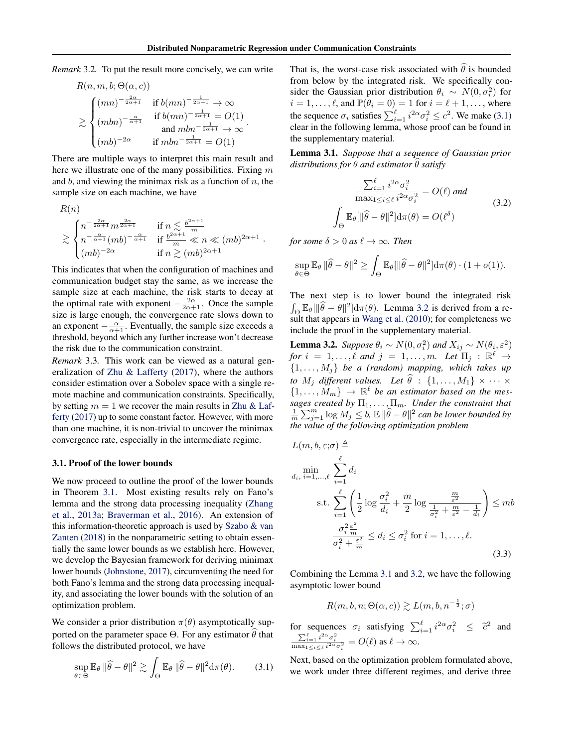*Remark* 3.2. To put the result more concisely, we can write

$$
R(n, m, b; \Theta(\alpha, c)) \gtrsim \begin{cases} (mn)^{-\frac{2\alpha}{2\alpha+1}} & \text{if } b(mn)^{-\frac{1}{2\alpha+1}} \to \infty \\ (mbn)^{-\frac{\alpha}{\alpha+1}} & \text{if } b(mn)^{-\frac{1}{2\alpha+1}} = O(1) \\ & \quad \text{and } mbn^{-\frac{1}{2\alpha+1}} \to \infty \\ (mb)^{-2\alpha} & \text{if } mbn^{-\frac{1}{2\alpha+1}} = O(1) \end{cases}.
$$

There are multiple ways to interpret this main result and here we illustrate one of the many possibilities. Fixing $m$ and $b$, and viewing the minimax risk as a function of $n$, the sample size on each machine, we have

$$
R(n) \gtrsim \begin{cases} n^{-\frac{2\alpha}{2\alpha+1}} m^{\frac{2\alpha}{2\alpha+1}} & \text{if } n \lesssim \frac{b^{2\alpha+1}}{m} \\ n^{-\frac{\alpha}{\alpha+1}} (mb)^{-\frac{\alpha}{\alpha+1}} & \text{if } \frac{b^{2\alpha+1}}{m} \ll n \ll (mb)^{2\alpha+1} \\ (mb)^{-2\alpha} & \text{if } n \gtrsim (mb)^{2\alpha+1} \end{cases}.
$$

This indicates that when the configuration of machines and communication budget stay the same, as we increase the sample size at each machine, the risk starts to decay at the optimal rate with exponent $-\frac{2\alpha}{2\alpha+1}$. Once the sample size is large enough, the convergence rate slows down to an exponent $-\frac{\alpha}{\alpha+1}$. Eventually, the sample size exceeds a threshold, beyond which any further increase won't decrease the risk due to the communication constraint.

*Remark* 3.3. This work can be viewed as a natural generalization of Zhu & Lafferty (2017), where the authors consider estimation over a Sobolev space with a single remote machine and communication constraints. Specifically, by setting $m = 1$ we recover the main results in Zhu & Lafferty (2017) up to some constant factor. However, with more than one machine, it is non-trivial to uncover the minimax convergence rate, especially in the intermediate regime.

### 3.1. Proof of the lower bounds

We now proceed to outline the proof of the lower bounds in Theorem 3.1. Most existing results rely on Fano's lemma and the strong data processing inequality (Zhang et al., 2013a; Braverman et al., 2016). An extension of this information-theoretic approach is used by Szabo & van Zanten (2018) in the nonparametric setting to obtain essentially the same lower bounds as we establish here. However, we develop the Bayesian framework for deriving minimax lower bounds (Johnstone, 2017), circumventing the need for both Fano's lemma and the strong data processing inequality, and associating the lower bounds with the solution of an optimization problem.

We consider a prior distribution $\pi(\theta)$ asymptotically supported on the parameter space $\Theta$. For any estimator $\widehat{\theta}$ that follows the distributed protocol, we have

$$
\sup_{\theta \in \Theta} \mathbb{E}_\theta \|\widehat{\theta} - \theta\|^2 \gtrsim \int_\Theta \mathbb{E}_\theta \|\widehat{\theta} - \theta\|^2 \mathrm{d}\pi(\theta). \tag{3.1}
$$

That is, the worst-case risk associated with $\widehat{\theta}$ is bounded from below by the integrated risk. We specifically consider the Gaussian prior distribution $\theta_i \sim N(0, \sigma_i^2)$ for $i = 1, \ldots, \ell$, and $\mathbb{P}(\theta_i = 0) = 1$ for $i = \ell + 1, \ldots$, where the sequence $\sigma_i$ satisfies $\sum_{i=1}^{\ell} i^{2\alpha}\sigma_i^2 \leq c^2$. We make (3.1) clear in the following lemma, whose proof can be found in the supplementary material.

**Lemma 3.1.** *Suppose that a sequence of Gaussian prior distributions for $\theta$ and estimator $\widehat{\theta}$ satisfy*

$$
\begin{aligned}
\frac{\sum_{i=1}^{\ell} i^{2\alpha}\sigma_i^2}{\max_{1 \leq i \leq \ell} i^{2\alpha}\sigma_i^2} &= O(\ell) \text{ and} \\
\int_\Theta \mathbb{E}_\theta[\|\widehat{\theta} - \theta\|^2] \mathrm{d}\pi(\theta) &= O(\ell^\delta)
\end{aligned} \tag{3.2}
$$

*for some $\delta > 0$ as $\ell \to \infty$. Then*

$$
\sup_{\theta \in \Theta} \mathbb{E}_\theta \|\widehat{\theta} - \theta\|^2 \geq \int_\Theta \mathbb{E}_\theta[\|\widehat{\theta} - \theta\|^2] \mathrm{d}\pi(\theta) \cdot (1 + o(1)).
$$

The next step is to lower bound the integrated risk $\int_\Theta \mathbb{E}_\theta[\|\widehat{\theta} - \theta\|^2] \mathrm{d}\pi(\theta)$. Lemma 3.2 is derived from a result that appears in Wang et al. (2010); for completeness we include the proof in the supplementary material.

**Lemma 3.2.** *Suppose $\theta_i \sim N(0, \sigma_i^2)$ and $X_{ij} \sim N(\theta_i, \varepsilon^2)$ for $i = 1, \ldots, \ell$ and $j = 1, \ldots, m$. Let $\Pi_j : \mathbb{R}^\ell \to \{1, \ldots, M_j\}$ be a (random) mapping, which takes up to $M_j$ different values. Let $\widehat{\theta} : \{1, \ldots, M_1\} \times \cdots \times \{1, \ldots, M_m\} \to \mathbb{R}^\ell$ be an estimator based on the messages created by $\Pi_1, \ldots, \Pi_m$. Under the constraint that $\frac{1}{m}\sum_{j=1}^{m} \log M_j \leq b$, $\mathbb{E}\|\widehat{\theta} - \theta\|^2$ can be lower bounded by the value of the following optimization problem*

$$
\begin{aligned}
L(m, b, \varepsilon; \sigma) &\triangleq \min_{d_i,\, i=1,\ldots,\ell} \sum_{i=1}^{\ell} d_i \\
\text{s.t.} &\sum_{i=1}^{\ell} \left( \frac{1}{2} \log \frac{\sigma_i^2}{d_i} + \frac{m}{2} \log \frac{\frac{m}{\varepsilon^2}}{\frac{1}{\sigma_i^2} + \frac{m}{\varepsilon^2} - \frac{1}{d_i}} \right) \leq mb \\
&\frac{\sigma_i^2 \frac{\varepsilon^2}{m}}{\sigma_i^2 + \frac{\varepsilon^2}{m}} \leq d_i \leq \sigma_i^2 \text{ for } i = 1, \ldots, \ell.
\end{aligned} \tag{3.3}
$$

Combining the Lemma 3.1 and 3.2, we have the following asymptotic lower bound

$$
R(m, b, n; \Theta(\alpha, c)) \gtrsim L(m, b, n^{-\frac{1}{2}}; \sigma)
$$

for sequences $\sigma_i$ satisfying $\sum_{i=1}^{\ell} i^{2\alpha}\sigma_i^2 \leq \widetilde{c}^2$ and $\frac{\sum_{i=1}^{\ell} i^{2\alpha}\sigma_i^2}{\max_{1 \leq i \leq \ell} i^{2\alpha}\sigma_i^2} = O(\ell)$ as $\ell \to \infty$.

Next, based on the optimization problem formulated above, we work under three different regimes, and derive three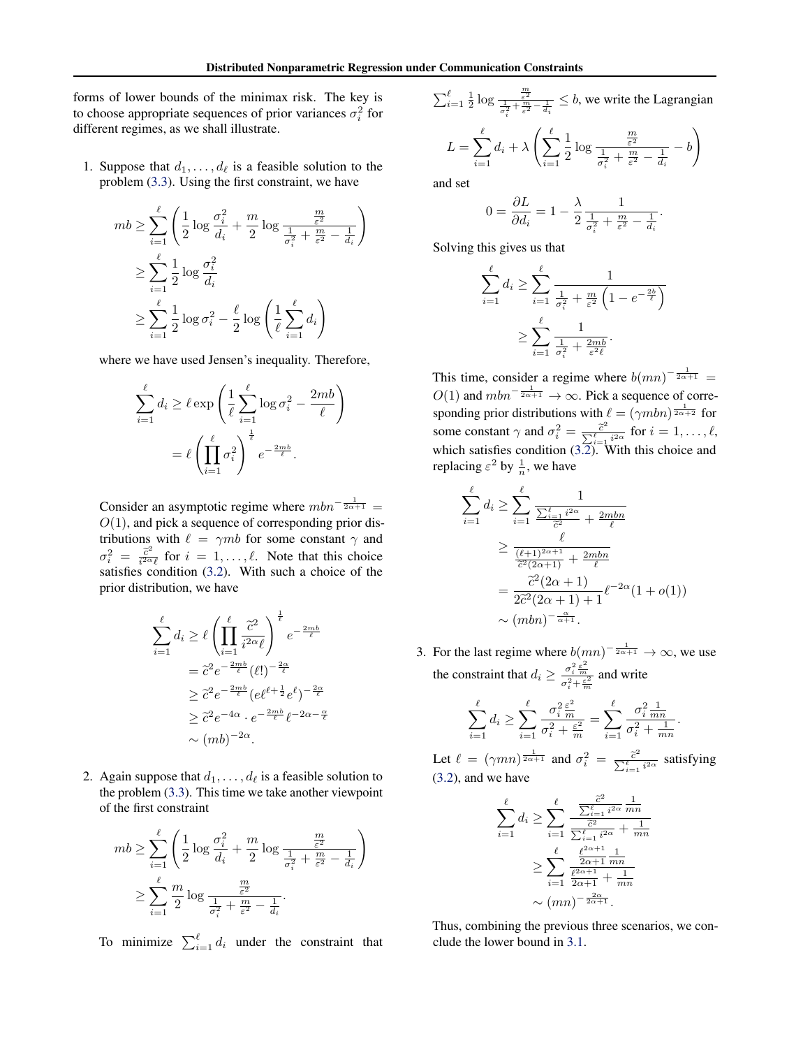forms of lower bounds of the minimax risk. The key is to choose appropriate sequences of prior variances $\sigma_i^2$ for different regimes, as we shall illustrate.

1. Suppose that $d_1, \ldots, d_\ell$ is a feasible solution to the problem (3.3). Using the first constraint, we have

$$
\begin{aligned}
mb &\geq \sum_{i=1}^{\ell} \left( \frac{1}{2} \log \frac{\sigma_i^2}{d_i} + \frac{m}{2} \log \frac{\frac{m}{\varepsilon^2}}{\frac{1}{\sigma_i^2} + \frac{m}{\varepsilon^2} - \frac{1}{d_i}} \right) \\
&\geq \sum_{i=1}^{\ell} \frac{1}{2} \log \frac{\sigma_i^2}{d_i} \\
&\geq \sum_{i=1}^{\ell} \frac{1}{2} \log \sigma_i^2 - \frac{\ell}{2} \log \left( \frac{1}{\ell} \sum_{i=1}^{\ell} d_i \right)
\end{aligned}
$$

where we have used Jensen's inequality. Therefore,

$$
\begin{aligned}
\sum_{i=1}^{\ell} d_i &\geq \ell \exp\left( \frac{1}{\ell} \sum_{i=1}^{\ell} \log \sigma_i^2 - \frac{2mb}{\ell} \right) \\
&= \ell \left( \prod_{i=1}^{\ell} \sigma_i^2 \right)^{\frac{1}{\ell}} e^{-\frac{2mb}{\ell}}.
\end{aligned}
$$

Consider an asymptotic regime where $mbn^{-\frac{1}{2\alpha+1}} = O(1)$, and pick a sequence of corresponding prior distributions with $\ell = \gamma mb$ for some constant $\gamma$ and $\sigma_i^2 = \frac{\widetilde{c}^2}{i^{2\alpha}\ell}$ for $i = 1, \ldots, \ell$. Note that this choice satisfies condition (3.2). With such a choice of the prior distribution, we have

$$
\begin{aligned}
\sum_{i=1}^{\ell} d_i &\geq \ell \left( \prod_{i=1}^{\ell} \frac{\widetilde{c}^2}{i^{2\alpha}\ell} \right)^{\frac{1}{\ell}} e^{-\frac{2mb}{\ell}} \\
&= \widetilde{c}^2 e^{-\frac{2mb}{\ell}} (\ell!)^{-\frac{2\alpha}{\ell}} \\
&\geq \widetilde{c}^2 e^{-\frac{2mb}{\ell}} (e\ell^{\ell+\frac{1}{2}} e^{\ell})^{-\frac{2\alpha}{\ell}} \\
&\geq \widetilde{c}^2 e^{-4\alpha} \cdot e^{-\frac{2mb}{\ell}} \ell^{-2\alpha-\frac{\alpha}{\ell}} \\
&\sim (mb)^{-2\alpha}.
\end{aligned}
$$

2. Again suppose that $d_1, \ldots, d_\ell$ is a feasible solution to the problem (3.3). This time we take another viewpoint of the first constraint

$$
\begin{aligned}
mb &\geq \sum_{i=1}^{\ell} \left( \frac{1}{2} \log \frac{\sigma_i^2}{d_i} + \frac{m}{2} \log \frac{\frac{m}{\varepsilon^2}}{\frac{1}{\sigma_i^2} + \frac{m}{\varepsilon^2} - \frac{1}{d_i}} \right) \\
&\geq \sum_{i=1}^{\ell} \frac{m}{2} \log \frac{\frac{m}{\varepsilon^2}}{\frac{1}{\sigma_i^2} + \frac{m}{\varepsilon^2} - \frac{1}{d_i}}.
\end{aligned}
$$

To minimize $\sum_{i=1}^{\ell} d_i$ under the constraint that $\sum_{i=1}^{\ell} \frac{1}{2} \log \frac{\frac{m}{\varepsilon^2}}{\frac{1}{\sigma_i^2} + \frac{m}{\varepsilon^2} - \frac{1}{d_i}} \leq b$, we write the Lagrangian

$$
L = \sum_{i=1}^{\ell} d_i + \lambda \left( \sum_{i=1}^{\ell} \frac{1}{2} \log \frac{\frac{m}{\varepsilon^2}}{\frac{1}{\sigma_i^2} + \frac{m}{\varepsilon^2} - \frac{1}{d_i}} - b \right)
$$

and set

$$
0 = \frac{\partial L}{\partial d_i} = 1 - \frac{\lambda}{2} \frac{1}{\frac{1}{\sigma_i^2} + \frac{m}{\varepsilon^2} - \frac{1}{d_i}}.
$$

Solving this gives us that

$$
\begin{aligned}
\sum_{i=1}^{\ell} d_i &\geq \sum_{i=1}^{\ell} \frac{1}{\frac{1}{\sigma_i^2} + \frac{m}{\varepsilon^2}\left(1 - e^{-\frac{2b}{\ell}}\right)} \\
&\geq \sum_{i=1}^{\ell} \frac{1}{\frac{1}{\sigma_i^2} + \frac{2mb}{\varepsilon^2 \ell}}.
\end{aligned}
$$

This time, consider a regime where $b(mn)^{-\frac{1}{2\alpha+1}} = O(1)$ and $mbn^{-\frac{1}{2\alpha+1}} \to \infty$. Pick a sequence of corresponding prior distributions with $\ell = (\gamma mbn)^{\frac{1}{2\alpha+2}}$ for some constant $\gamma$ and $\sigma_i^2 = \frac{\widetilde{c}^2}{\sum_{i=1}^{\ell} i^{2\alpha}}$ for $i = 1, \ldots, \ell$, which satisfies condition (3.2). With this choice and replacing $\varepsilon^2$ by $\frac{1}{n}$, we have

$$
\begin{aligned}
\sum_{i=1}^{\ell} d_i &\geq \sum_{i=1}^{\ell} \frac{1}{\frac{\sum_{i=1}^{\ell} i^{2\alpha}}{\widetilde{c}^2} + \frac{2mbn}{\ell}} \\
&\geq \frac{\ell}{\frac{(\ell+1)^{2\alpha+1}}{\widetilde{c}^2(2\alpha+1)} + \frac{2mbn}{\ell}} \\
&= \frac{\widetilde{c}^2(2\alpha+1)}{2\widetilde{c}^2(2\alpha+1)+1} \ell^{-2\alpha}(1+o(1)) \\
&\sim (mbn)^{-\frac{\alpha}{\alpha+1}}.
\end{aligned}
$$

3. For the last regime where $b(mn)^{-\frac{1}{2\alpha+1}} \to \infty$, we use the constraint that $d_i \geq \frac{\sigma_i^2 \frac{\varepsilon^2}{m}}{\sigma_i^2 + \frac{\varepsilon^2}{m}}$ and write

$$
\sum_{i=1}^{\ell} d_i \geq \sum_{i=1}^{\ell} \frac{\sigma_i^2 \frac{\varepsilon^2}{m}}{\sigma_i^2 + \frac{\varepsilon^2}{m}} = \sum_{i=1}^{\ell} \frac{\sigma_i^2 \frac{1}{mn}}{\sigma_i^2 + \frac{1}{mn}}.
$$

Let $\ell = (\gamma mn)^{\frac{1}{2\alpha+1}}$ and $\sigma_i^2 = \frac{\widetilde{c}^2}{\sum_{i=1}^{\ell} i^{2\alpha}}$ satisfying (3.2), and we have

$$
\begin{aligned}
\sum_{i=1}^{\ell} d_i &\geq \sum_{i=1}^{\ell} \frac{\frac{\widetilde{c}^2}{\sum_{i=1}^{\ell} i^{2\alpha}} \frac{1}{mn}}{\frac{\widetilde{c}^2}{\sum_{i=1}^{\ell} i^{2\alpha}} + \frac{1}{mn}} \\
&\geq \sum_{i=1}^{\ell} \frac{\frac{\ell^{2\alpha+1}}{2\alpha+1} \frac{1}{mn}}{\frac{\ell^{2\alpha+1}}{2\alpha+1} + \frac{1}{mn}} \\
&\sim (mn)^{-\frac{2\alpha}{2\alpha+1}}.
\end{aligned}
$$

Thus, combining the previous three scenarios, we conclude the lower bound in 3.1.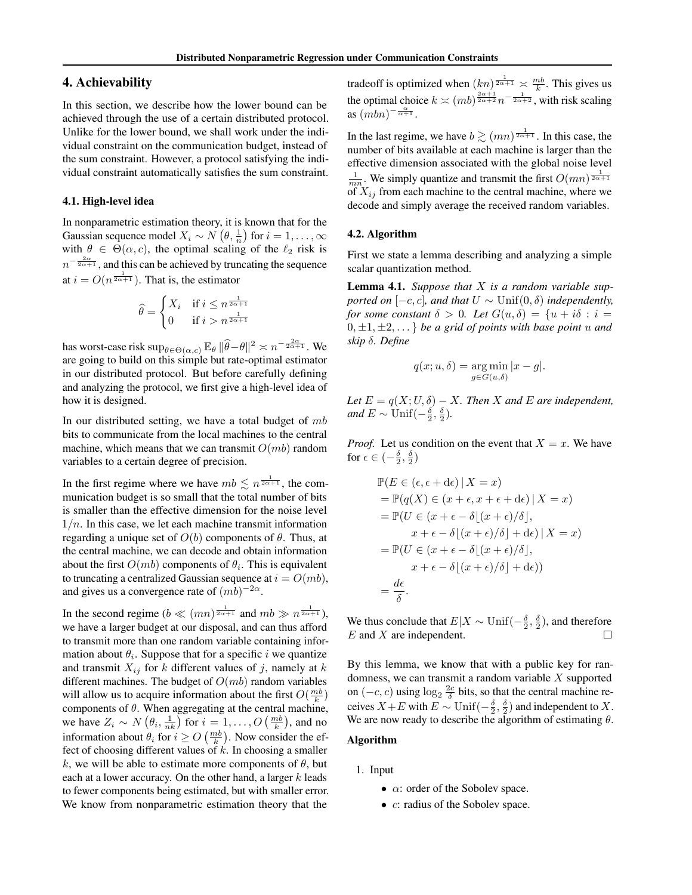## 4. Achievability

In this section, we describe how the lower bound can be achieved through the use of a certain distributed protocol. Unlike for the lower bound, we shall work under the individual constraint on the communication budget, instead of the sum constraint. However, a protocol satisfying the individual constraint automatically satisfies the sum constraint.

### 4.1. High-level idea

In nonparametric estimation theory, it is known that for the Gaussian sequence model $X_i \sim N\left(\theta, \frac{1}{n}\right)$ for $i = 1, \ldots, \infty$ with $\theta \in \Theta(\alpha, c)$, the optimal scaling of the $\ell_2$ risk is $n^{-\frac{2\alpha}{2\alpha+1}}$, and this can be achieved by truncating the sequence at $i = O(n^{\frac{1}{2\alpha+1}})$. That is, the estimator

$$\widehat{\theta} = \begin{cases} X_i & \text{if } i \leq n^{\frac{1}{2\alpha+1}} \\ 0 & \text{if } i > n^{\frac{1}{2\alpha+1}} \end{cases}$$

has worst-case risk $\sup_{\theta \in \Theta(\alpha,c)} \mathbb{E}_\theta \|\widehat{\theta} - \theta\|^2 \asymp n^{-\frac{2\alpha}{2\alpha+1}}$. We are going to build on this simple but rate-optimal estimator in our distributed protocol. But before carefully defining and analyzing the protocol, we first give a high-level idea of how it is designed.

In our distributed setting, we have a total budget of $mb$ bits to communicate from the local machines to the central machine, which means that we can transmit $O(mb)$ random variables to a certain degree of precision.

In the first regime where we have $mb \lesssim n^{\frac{1}{2\alpha+1}}$, the communication budget is so small that the total number of bits is smaller than the effective dimension for the noise level $1/n$. In this case, we let each machine transmit information regarding a unique set of $O(b)$ components of $\theta$. Thus, at the central machine, we can decode and obtain information about the first $O(mb)$ components of $\theta_i$. This is equivalent to truncating a centralized Gaussian sequence at $i = O(mb)$, and gives us a convergence rate of $(mb)^{-2\alpha}$.

In the second regime ($b \ll (mn)^{\frac{1}{2\alpha+1}}$ and $mb \gg n^{\frac{1}{2\alpha+1}}$), we have a larger budget at our disposal, and can thus afford to transmit more than one random variable containing information about $\theta_i$. Suppose that for a specific $i$ we quantize and transmit $X_{ij}$ for $k$ different values of $j$, namely at $k$ different machines. The budget of $O(mb)$ random variables will allow us to acquire information about the first $O(\frac{mb}{k})$ components of $\theta$. When aggregating at the central machine, we have $Z_i \sim N\left(\theta_i, \frac{1}{nk}\right)$ for $i = 1, \ldots, O\left(\frac{mb}{k}\right)$, and no information about $\theta_i$ for $i \geq O\left(\frac{mb}{k}\right)$. Now consider the effect of choosing different values of $k$. In choosing a smaller $k$, we will be able to estimate more components of $\theta$, but each at a lower accuracy. On the other hand, a larger $k$ leads to fewer components being estimated, but with smaller error. We know from nonparametric estimation theory that the tradeoff is optimized when $(kn)^{\frac{1}{2\alpha+1}} \asymp \frac{mb}{k}$. This gives us the optimal choice $k \asymp (mb)^{\frac{2\alpha+1}{2\alpha+2}} n^{-\frac{1}{2\alpha+2}}$, with risk scaling as $(mbn)^{-\frac{\alpha}{\alpha+1}}$.

In the last regime, we have $b \gtrsim (mn)^{\frac{1}{2\alpha+1}}$. In this case, the number of bits available at each machine is larger than the effective dimension associated with the global noise level $\frac{1}{mn}$. We simply quantize and transmit the first $O(mn)^{\frac{1}{2\alpha+1}}$ of $X_{ij}$ from each machine to the central machine, where we decode and simply average the received random variables.

### 4.2. Algorithm

First we state a lemma describing and analyzing a simple scalar quantization method.

**Lemma 4.1.** *Suppose that $X$ is a random variable supported on $[-c, c]$, and that $U \sim \text{Unif}(0, \delta)$ independently, for some constant $\delta > 0$. Let $G(u, \delta) = \{u + i\delta : i = 0, \pm 1, \pm 2, \ldots\}$ be a grid of points with base point $u$ and skip $\delta$. Define*

$$q(x; u, \delta) = \underset{g \in G(u,\delta)}{\arg\min} |x - g|.$$

*Let $E = q(X; U, \delta) - X$. Then $X$ and $E$ are independent, and $E \sim \text{Unif}(-\frac{\delta}{2}, \frac{\delta}{2})$.*

*Proof.* Let us condition on the event that $X = x$. We have for $\epsilon \in (-\frac{\delta}{2}, \frac{\delta}{2})$

$$\begin{aligned}
&\mathbb{P}(E \in (\epsilon, \epsilon + \mathrm{d}\epsilon) \mid X = x) \\
&= \mathbb{P}(q(X) \in (x + \epsilon, x + \epsilon + \mathrm{d}\epsilon) \mid X = x) \\
&= \mathbb{P}(U \in (x + \epsilon - \delta\lfloor (x + \epsilon)/\delta \rfloor, \\
&\qquad x + \epsilon - \delta\lfloor (x + \epsilon)/\delta \rfloor + \mathrm{d}\epsilon) \mid X = x) \\
&= \mathbb{P}(U \in (x + \epsilon - \delta\lfloor (x + \epsilon)/\delta \rfloor, \\
&\qquad x + \epsilon - \delta\lfloor (x + \epsilon)/\delta \rfloor + \mathrm{d}\epsilon)) \\
&= \frac{d\epsilon}{\delta}.
\end{aligned}$$

We thus conclude that $E|X \sim \text{Unif}(-\frac{\delta}{2}, \frac{\delta}{2})$, and therefore $E$ and $X$ are independent. □

By this lemma, we know that with a public key for randomness, we can transmit a random variable $X$ supported on $(-c, c)$ using $\log_2 \frac{2c}{\delta}$ bits, so that the central machine receives $X + E$ with $E \sim \text{Unif}(-\frac{\delta}{2}, \frac{\delta}{2})$ and independent to $X$. We are now ready to describe the algorithm of estimating $\theta$.

**Algorithm**

1. Input
   - $\alpha$: order of the Sobolev space.
   - $c$: radius of the Sobolev space.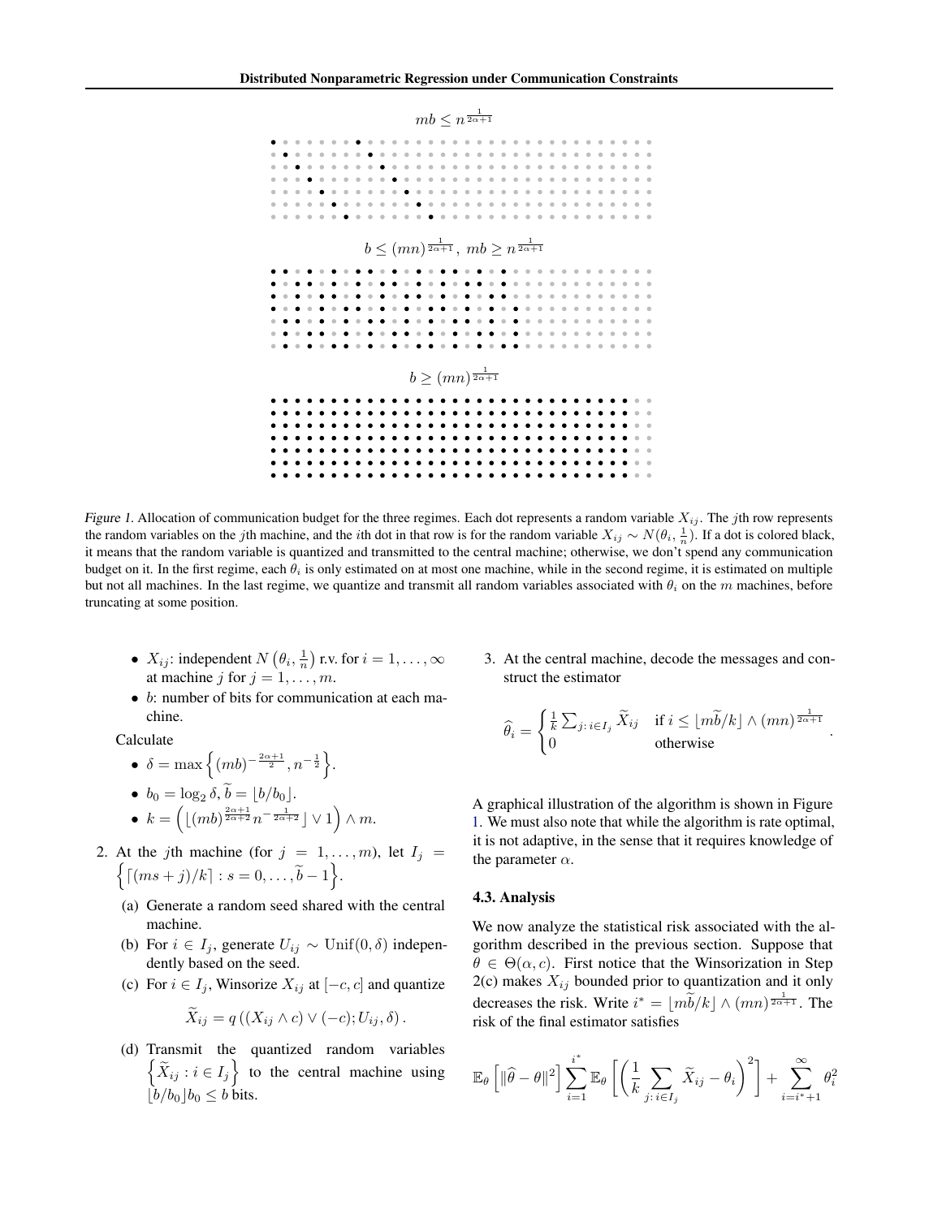$mb \leq n^{\frac{1}{2\alpha+1}}$

$b \leq (mn)^{\frac{1}{2\alpha+1}},\ mb \geq n^{\frac{1}{2\alpha+1}}$

$b \geq (mn)^{\frac{1}{2\alpha+1}}$

*Figure 1.* Allocation of communication budget for the three regimes. Each dot represents a random variable $X_{ij}$. The $j$th row represents the random variables on the $j$th machine, and the $i$th dot in that row is for the random variable $X_{ij} \sim N(\theta_i, \frac{1}{n})$. If a dot is colored black, it means that the random variable is quantized and transmitted to the central machine; otherwise, we don't spend any communication budget on it. In the first regime, each $\theta_i$ is only estimated on at most one machine, while in the second regime, it is estimated on multiple but not all machines. In the last regime, we quantize and transmit all random variables associated with $\theta_i$ on the $m$ machines, before truncating at some position.

- $X_{ij}$: independent $N\left(\theta_i, \frac{1}{n}\right)$ r.v. for $i = 1, \ldots, \infty$ at machine $j$ for $j = 1, \ldots, m$.
- $b$: number of bits for communication at each machine.

Calculate

- $\delta = \max\left\{(mb)^{-\frac{2\alpha+1}{2}}, n^{-\frac{1}{2}}\right\}$.
- $b_0 = \log_2 \delta$, $\widetilde{b} = \lfloor b/b_0 \rfloor$.
- $k = \left(\lfloor (mb)^{\frac{2\alpha+1}{2\alpha+2}} n^{-\frac{1}{2\alpha+2}} \rfloor \vee 1\right) \wedge m$.

2. At the $j$th machine (for $j = 1, \ldots, m$), let $I_j = \left\{\lceil (ms+j)/k \rceil : s = 0, \ldots, \widetilde{b} - 1\right\}$.

   (a) Generate a random seed shared with the central machine.

   (b) For $i \in I_j$, generate $U_{ij} \sim \text{Unif}(0, \delta)$ independently based on the seed.

   (c) For $i \in I_j$, Winsorize $X_{ij}$ at $[-c, c]$ and quantize

   $$\widetilde{X}_{ij} = q\left((X_{ij} \wedge c) \vee (-c); U_{ij}, \delta\right).$$

   (d) Transmit the quantized random variables $\left\{\widetilde{X}_{ij} : i \in I_j\right\}$ to the central machine using $\lfloor b/b_0 \rfloor b_0 \leq b$ bits.

3. At the central machine, decode the messages and construct the estimator

$$\widehat{\theta}_i = \begin{cases} \frac{1}{k} \sum_{j:\, i \in I_j} \widetilde{X}_{ij} & \text{if } i \leq \lfloor m\widetilde{b}/k \rfloor \wedge (mn)^{\frac{1}{2\alpha+1}} \\ 0 & \text{otherwise} \end{cases}.$$

A graphical illustration of the algorithm is shown in Figure 1. We must also note that while the algorithm is rate optimal, it is not adaptive, in the sense that it requires knowledge of the parameter $\alpha$.

### 4.3. Analysis

We now analyze the statistical risk associated with the algorithm described in the previous section. Suppose that $\theta \in \Theta(\alpha, c)$. First notice that the Winsorization in Step 2(c) makes $X_{ij}$ bounded prior to quantization and it only decreases the risk. Write $i^* = \lfloor m\widetilde{b}/k \rfloor \wedge (mn)^{\frac{1}{2\alpha+1}}$. The risk of the final estimator satisfies

$$\mathbb{E}_\theta\left[\|\widehat{\theta} - \theta\|^2\right] \sum_{i=1}^{i^*} \mathbb{E}_\theta\left[\left(\frac{1}{k} \sum_{j:\, i \in I_j} \widetilde{X}_{ij} - \theta_i\right)^2\right] + \sum_{i=i^*+1}^{\infty} \theta_i^2$$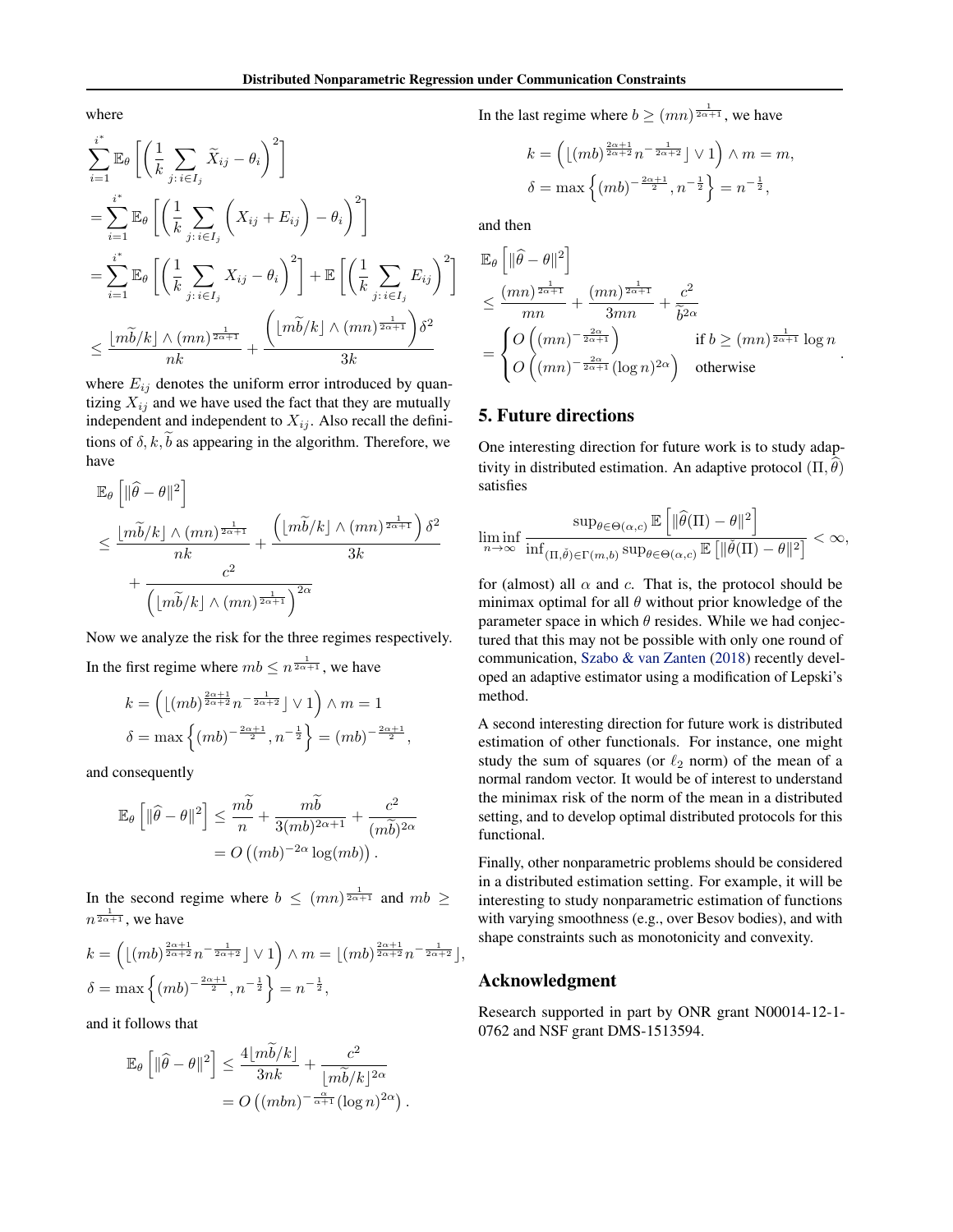where

$$
\begin{aligned}
&\sum_{i=1}^{i^*} \mathbb{E}_\theta \left[ \left( \frac{1}{k} \sum_{j: i \in I_j} \widetilde{X}_{ij} - \theta_i \right)^2 \right] \\
&= \sum_{i=1}^{i^*} \mathbb{E}_\theta \left[ \left( \frac{1}{k} \sum_{j: i \in I_j} \left( X_{ij} + E_{ij} \right) - \theta_i \right)^2 \right] \\
&= \sum_{i=1}^{i^*} \mathbb{E}_\theta \left[ \left( \frac{1}{k} \sum_{j: i \in I_j} X_{ij} - \theta_i \right)^2 \right] + \mathbb{E} \left[ \left( \frac{1}{k} \sum_{j: i \in I_j} E_{ij} \right)^2 \right] \\
&\le \frac{\lfloor m\widetilde{b}/k \rfloor \wedge (mn)^{\frac{1}{2\alpha+1}}}{nk} + \frac{\left( \lfloor m\widetilde{b}/k \rfloor \wedge (mn)^{\frac{1}{2\alpha+1}} \right) \delta^2}{3k}
\end{aligned}
$$

where $E_{ij}$ denotes the uniform error introduced by quantizing $X_{ij}$ and we have used the fact that they are mutually independent and independent to $X_{ij}$. Also recall the definitions of $\delta, k, \widetilde{b}$ as appearing in the algorithm. Therefore, we have

$$
\begin{aligned}
&\mathbb{E}_\theta \left[ \|\widehat{\theta} - \theta\|^2 \right] \\
&\le \frac{\lfloor m\widetilde{b}/k \rfloor \wedge (mn)^{\frac{1}{2\alpha+1}}}{nk} + \frac{\left( \lfloor m\widetilde{b}/k \rfloor \wedge (mn)^{\frac{1}{2\alpha+1}} \right) \delta^2}{3k} \\
&\quad + \frac{c^2}{\left( \lfloor m\widetilde{b}/k \rfloor \wedge (mn)^{\frac{1}{2\alpha+1}} \right)^{2\alpha}}
\end{aligned}
$$

Now we analyze the risk for the three regimes respectively.

In the first regime where $mb \le n^{\frac{1}{2\alpha+1}}$, we have

$$
\begin{aligned}
k &= \left( \lfloor (mb)^{\frac{2\alpha+1}{2\alpha+2}} n^{-\frac{1}{2\alpha+2}} \rfloor \vee 1 \right) \wedge m = 1 \\
\delta &= \max \left\{ (mb)^{-\frac{2\alpha+1}{2}}, n^{-\frac{1}{2}} \right\} = (mb)^{-\frac{2\alpha+1}{2}},
\end{aligned}
$$

and consequently

$$
\begin{aligned}
\mathbb{E}_\theta \left[ \|\widehat{\theta} - \theta\|^2 \right] &\le \frac{m\widetilde{b}}{n} + \frac{m\widetilde{b}}{3(mb)^{2\alpha+1}} + \frac{c^2}{(m\widetilde{b})^{2\alpha}} \\
&= O\left( (mb)^{-2\alpha} \log(mb) \right).
\end{aligned}
$$

In the second regime where $b \le (mn)^{\frac{1}{2\alpha+1}}$ and $mb \ge n^{\frac{1}{2\alpha+1}}$, we have

$$
\begin{aligned}
k &= \left( \lfloor (mb)^{\frac{2\alpha+1}{2\alpha+2}} n^{-\frac{1}{2\alpha+2}} \rfloor \vee 1 \right) \wedge m = \lfloor (mb)^{\frac{2\alpha+1}{2\alpha+2}} n^{-\frac{1}{2\alpha+2}} \rfloor, \\
\delta &= \max \left\{ (mb)^{-\frac{2\alpha+1}{2}}, n^{-\frac{1}{2}} \right\} = n^{-\frac{1}{2}},
\end{aligned}
$$

and it follows that

$$
\begin{aligned}
\mathbb{E}_\theta \left[ \|\widehat{\theta} - \theta\|^2 \right] &\le \frac{4\lfloor m\widetilde{b}/k \rfloor}{3nk} + \frac{c^2}{\lfloor m\widetilde{b}/k \rfloor^{2\alpha}} \\
&= O\left( (mbn)^{-\frac{\alpha}{\alpha+1}} (\log n)^{2\alpha} \right).
\end{aligned}
$$

In the last regime where $b \ge (mn)^{\frac{1}{2\alpha+1}}$, we have

$$
\begin{aligned}
k &= \left( \lfloor (mb)^{\frac{2\alpha+1}{2\alpha+2}} n^{-\frac{1}{2\alpha+2}} \rfloor \vee 1 \right) \wedge m = m, \\
\delta &= \max \left\{ (mb)^{-\frac{2\alpha+1}{2}}, n^{-\frac{1}{2}} \right\} = n^{-\frac{1}{2}},
\end{aligned}
$$

and then

$$
\begin{aligned}
&\mathbb{E}_\theta \left[ \|\widehat{\theta} - \theta\|^2 \right] \\
&\le \frac{(mn)^{\frac{1}{2\alpha+1}}}{mn} + \frac{(mn)^{\frac{1}{2\alpha+1}}}{3mn} + \frac{c^2}{\widetilde{b}^{2\alpha}} \\
&= \begin{cases} O\left( (mn)^{-\frac{2\alpha}{2\alpha+1}} \right) & \text{if } b \ge (mn)^{\frac{1}{2\alpha+1}} \log n \\ O\left( (mn)^{-\frac{2\alpha}{2\alpha+1}} (\log n)^{2\alpha} \right) & \text{otherwise} \end{cases}.
\end{aligned}
$$

## 5. Future directions

One interesting direction for future work is to study adaptivity in distributed estimation. An adaptive protocol $(\Pi, \widehat{\theta})$ satisfies

$$
\liminf_{n \to \infty} \frac{\sup_{\theta \in \Theta(\alpha, c)} \mathbb{E}\left[ \|\widehat{\theta}(\Pi) - \theta\|^2 \right]}{\inf_{(\Pi, \check{\theta}) \in \Gamma(m,b)} \sup_{\theta \in \Theta(\alpha, c)} \mathbb{E}\left[ \|\check{\theta}(\Pi) - \theta\|^2 \right]} < \infty,
$$

for (almost) all $\alpha$ and $c$. That is, the protocol should be minimax optimal for all $\theta$ without prior knowledge of the parameter space in which $\theta$ resides. While we had conjectured that this may not be possible with only one round of communication, Szabo & van Zanten (2018) recently developed an adaptive estimator using a modification of Lepski's method.

A second interesting direction for future work is distributed estimation of other functionals. For instance, one might study the sum of squares (or $\ell_2$ norm) of the mean of a normal random vector. It would be of interest to understand the minimax risk of the norm of the mean in a distributed setting, and to develop optimal distributed protocols for this functional.

Finally, other nonparametric problems should be considered in a distributed estimation setting. For example, it will be interesting to study nonparametric estimation of functions with varying smoothness (e.g., over Besov bodies), and with shape constraints such as monotonicity and convexity.

## Acknowledgment

Research supported in part by ONR grant N00014-12-1-0762 and NSF grant DMS-1513594.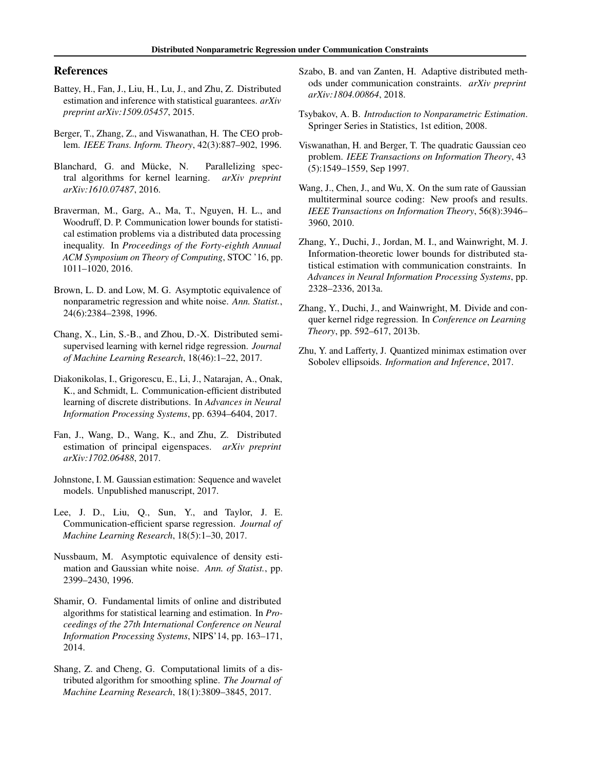## References

Battey, H., Fan, J., Liu, H., Lu, J., and Zhu, Z. Distributed estimation and inference with statistical guarantees. *arXiv preprint arXiv:1509.05457*, 2015.

Berger, T., Zhang, Z., and Viswanathan, H. The CEO problem. *IEEE Trans. Inform. Theory*, 42(3):887–902, 1996.

Blanchard, G. and Mücke, N. Parallelizing spectral algorithms for kernel learning. *arXiv preprint arXiv:1610.07487*, 2016.

Braverman, M., Garg, A., Ma, T., Nguyen, H. L., and Woodruff, D. P. Communication lower bounds for statistical estimation problems via a distributed data processing inequality. In *Proceedings of the Forty-eighth Annual ACM Symposium on Theory of Computing*, STOC '16, pp. 1011–1020, 2016.

Brown, L. D. and Low, M. G. Asymptotic equivalence of nonparametric regression and white noise. *Ann. Statist.*, 24(6):2384–2398, 1996.

Chang, X., Lin, S.-B., and Zhou, D.-X. Distributed semi-supervised learning with kernel ridge regression. *Journal of Machine Learning Research*, 18(46):1–22, 2017.

Diakonikolas, I., Grigorescu, E., Li, J., Natarajan, A., Onak, K., and Schmidt, L. Communication-efficient distributed learning of discrete distributions. In *Advances in Neural Information Processing Systems*, pp. 6394–6404, 2017.

Fan, J., Wang, D., Wang, K., and Zhu, Z. Distributed estimation of principal eigenspaces. *arXiv preprint arXiv:1702.06488*, 2017.

Johnstone, I. M. Gaussian estimation: Sequence and wavelet models. Unpublished manuscript, 2017.

Lee, J. D., Liu, Q., Sun, Y., and Taylor, J. E. Communication-efficient sparse regression. *Journal of Machine Learning Research*, 18(5):1–30, 2017.

Nussbaum, M. Asymptotic equivalence of density estimation and Gaussian white noise. *Ann. of Statist.*, pp. 2399–2430, 1996.

Shamir, O. Fundamental limits of online and distributed algorithms for statistical learning and estimation. In *Proceedings of the 27th International Conference on Neural Information Processing Systems*, NIPS'14, pp. 163–171, 2014.

Shang, Z. and Cheng, G. Computational limits of a distributed algorithm for smoothing spline. *The Journal of Machine Learning Research*, 18(1):3809–3845, 2017.

Szabo, B. and van Zanten, H. Adaptive distributed methods under communication constraints. *arXiv preprint arXiv:1804.00864*, 2018.

Tsybakov, A. B. *Introduction to Nonparametric Estimation*. Springer Series in Statistics, 1st edition, 2008.

Viswanathan, H. and Berger, T. The quadratic Gaussian ceo problem. *IEEE Transactions on Information Theory*, 43 (5):1549–1559, Sep 1997.

Wang, J., Chen, J., and Wu, X. On the sum rate of Gaussian multiterminal source coding: New proofs and results. *IEEE Transactions on Information Theory*, 56(8):3946–3960, 2010.

Zhang, Y., Duchi, J., Jordan, M. I., and Wainwright, M. J. Information-theoretic lower bounds for distributed statistical estimation with communication constraints. In *Advances in Neural Information Processing Systems*, pp. 2328–2336, 2013a.

Zhang, Y., Duchi, J., and Wainwright, M. Divide and conquer kernel ridge regression. In *Conference on Learning Theory*, pp. 592–617, 2013b.

Zhu, Y. and Lafferty, J. Quantized minimax estimation over Sobolev ellipsoids. *Information and Inference*, 2017.